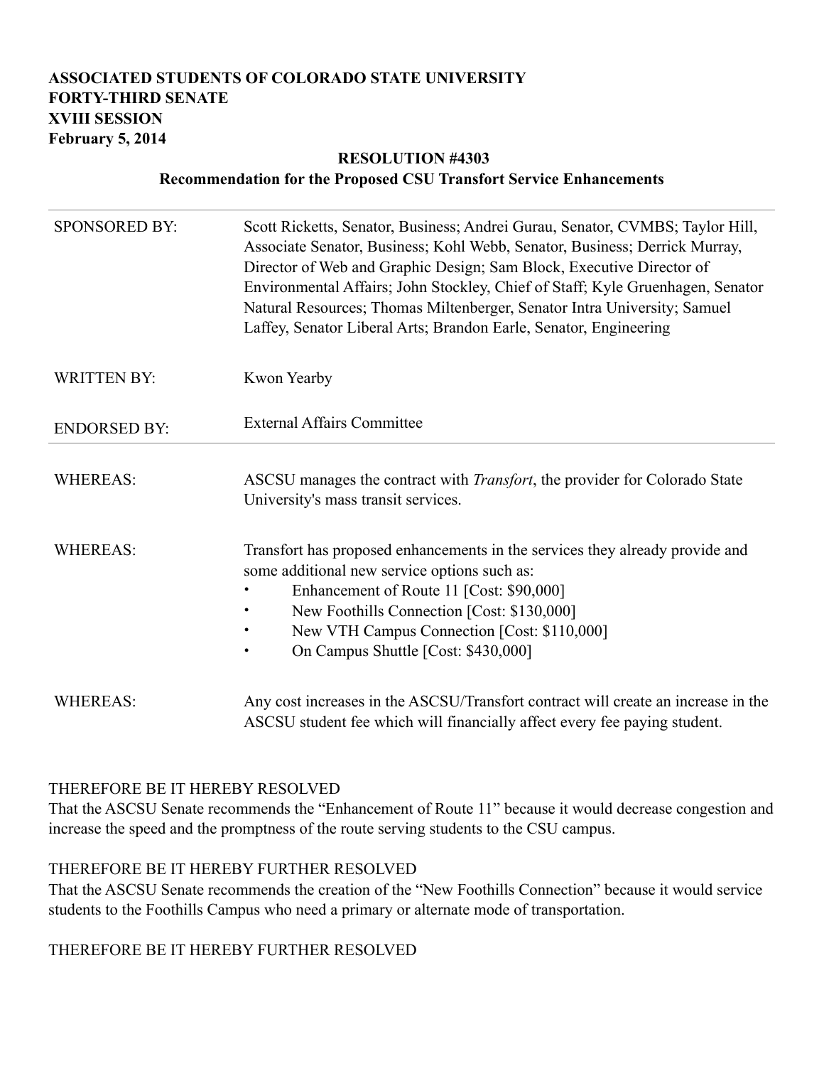**ASSOCIATED STUDENTS OF COLORADO STATE UNIVERSITY**
**FORTY-THIRD SENATE**
**XVIII SESSION**
**February 5, 2014**

**RESOLUTION #4303**
**Recommendation for the Proposed CSU Transfort Service Enhancements**

---

| | |
|---|---|
| SPONSORED BY: | Scott Ricketts, Senator, Business; Andrei Gurau, Senator, CVMBS; Taylor Hill, Associate Senator, Business; Kohl Webb, Senator, Business; Derrick Murray, Director of Web and Graphic Design; Sam Block, Executive Director of Environmental Affairs; John Stockley, Chief of Staff; Kyle Gruenhagen, Senator Natural Resources; Thomas Miltenberger, Senator Intra University; Samuel Laffey, Senator Liberal Arts; Brandon Earle, Senator, Engineering |
| WRITTEN BY: | Kwon Yearby |
| ENDORSED BY: | External Affairs Committee |

---

WHEREAS: ASCSU manages the contract with *Transfort*, the provider for Colorado State University's mass transit services.

WHEREAS: Transfort has proposed enhancements in the services they already provide and some additional new service options such as:

- Enhancement of Route 11 [Cost: $90,000]
- New Foothills Connection [Cost: $130,000]
- New VTH Campus Connection [Cost: $110,000]
- On Campus Shuttle [Cost: $430,000]

WHEREAS: Any cost increases in the ASCSU/Transfort contract will create an increase in the ASCSU student fee which will financially affect every fee paying student.

THEREFORE BE IT HEREBY RESOLVED
That the ASCSU Senate recommends the "Enhancement of Route 11" because it would decrease congestion and increase the speed and the promptness of the route serving students to the CSU campus.

THEREFORE BE IT HEREBY FURTHER RESOLVED
That the ASCSU Senate recommends the creation of the "New Foothills Connection" because it would service students to the Foothills Campus who need a primary or alternate mode of transportation.

THEREFORE BE IT HEREBY FURTHER RESOLVED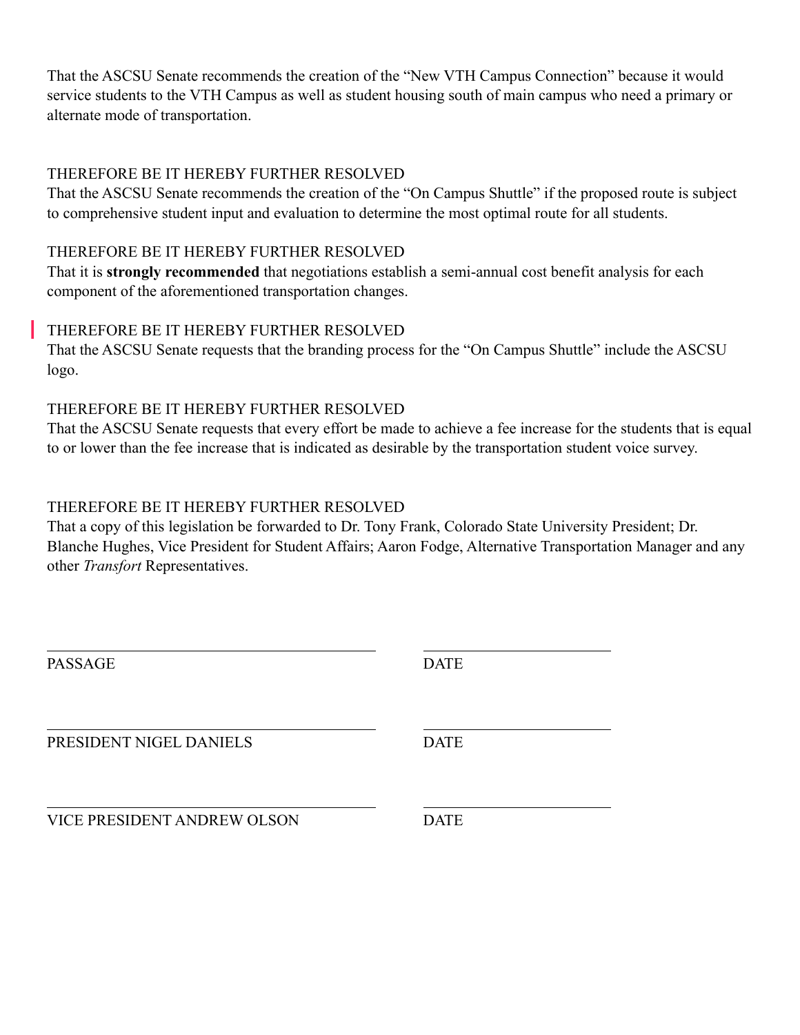That the ASCSU Senate recommends the creation of the "New VTH Campus Connection" because it would service students to the VTH Campus as well as student housing south of main campus who need a primary or alternate mode of transportation.

THEREFORE BE IT HEREBY FURTHER RESOLVED
That the ASCSU Senate recommends the creation of the "On Campus Shuttle" if the proposed route is subject to comprehensive student input and evaluation to determine the most optimal route for all students.

THEREFORE BE IT HEREBY FURTHER RESOLVED
That it is **strongly recommended** that negotiations establish a semi-annual cost benefit analysis for each component of the aforementioned transportation changes.

THEREFORE BE IT HEREBY FURTHER RESOLVED
That the ASCSU Senate requests that the branding process for the "On Campus Shuttle" include the ASCSU logo.

THEREFORE BE IT HEREBY FURTHER RESOLVED
That the ASCSU Senate requests that every effort be made to achieve a fee increase for the students that is equal to or lower than the fee increase that is indicated as desirable by the transportation student voice survey.

THEREFORE BE IT HEREBY FURTHER RESOLVED
That a copy of this legislation be forwarded to Dr. Tony Frank, Colorado State University President; Dr. Blanche Hughes, Vice President for Student Affairs; Aaron Fodge, Alternative Transportation Manager and any other *Transfort* Representatives.

______________________________ ______________
PASSAGE DATE

______________________________ ______________
PRESIDENT NIGEL DANIELS DATE

______________________________ ______________
VICE PRESIDENT ANDREW OLSON DATE